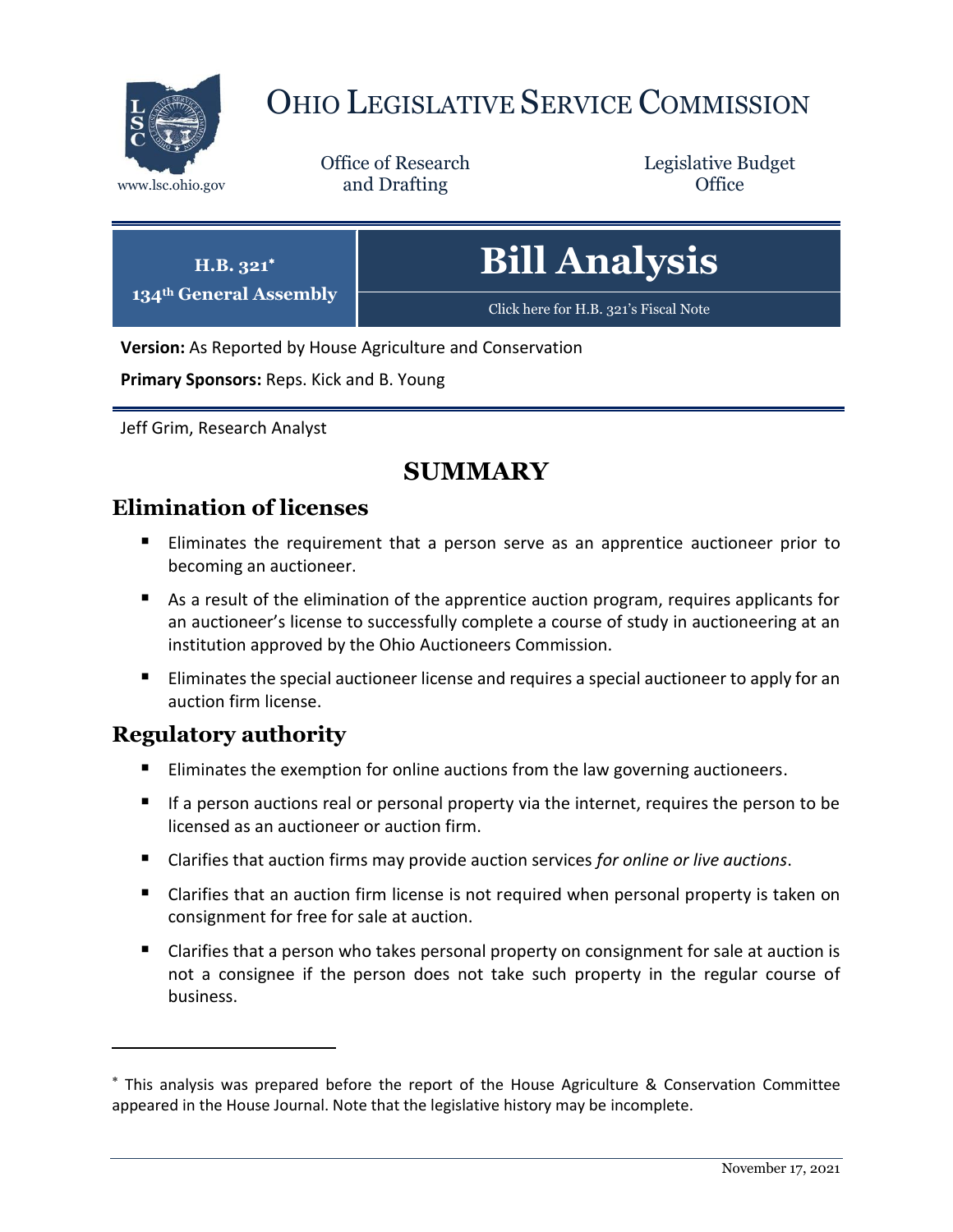# OHIO LEGISLATIVE SERVICE COMMISSION

www.lsc.ohio.gov

Office of Research and Drafting

Legislative Budget Office

**H.B. 321***
**134th General Assembly**

# Bill Analysis

Click here for H.B. 321's Fiscal Note

**Version:** As Reported by House Agriculture and Conservation

**Primary Sponsors:** Reps. Kick and B. Young

Jeff Grim, Research Analyst

## SUMMARY

### Elimination of licenses

- Eliminates the requirement that a person serve as an apprentice auctioneer prior to becoming an auctioneer.
- As a result of the elimination of the apprentice auction program, requires applicants for an auctioneer's license to successfully complete a course of study in auctioneering at an institution approved by the Ohio Auctioneers Commission.
- Eliminates the special auctioneer license and requires a special auctioneer to apply for an auction firm license.

### Regulatory authority

- Eliminates the exemption for online auctions from the law governing auctioneers.
- If a person auctions real or personal property via the internet, requires the person to be licensed as an auctioneer or auction firm.
- Clarifies that auction firms may provide auction services *for online or live auctions*.
- Clarifies that an auction firm license is not required when personal property is taken on consignment for free for sale at auction.
- Clarifies that a person who takes personal property on consignment for sale at auction is not a consignee if the person does not take such property in the regular course of business.

* This analysis was prepared before the report of the House Agriculture & Conservation Committee appeared in the House Journal. Note that the legislative history may be incomplete.

November 17, 2021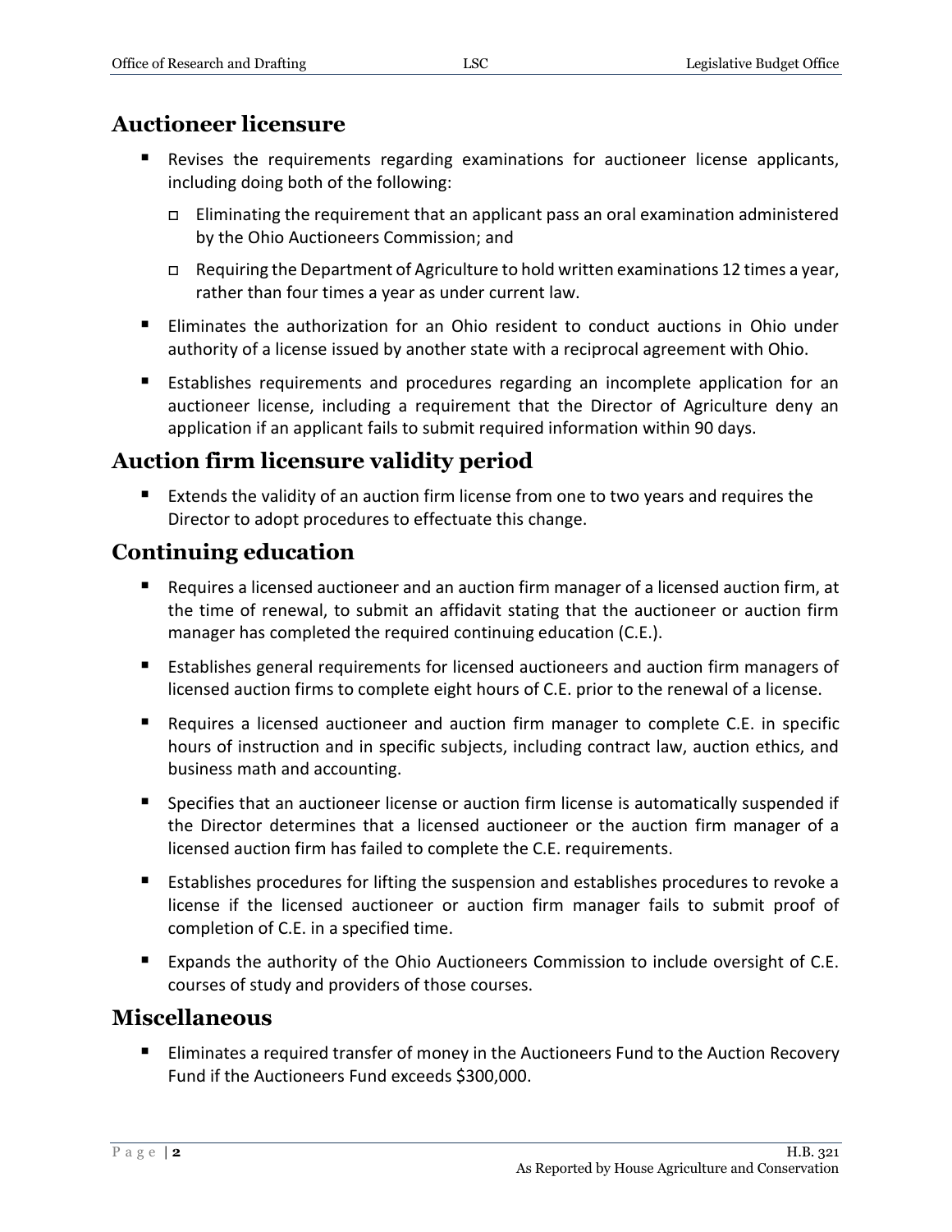## Auctioneer licensure

- Revises the requirements regarding examinations for auctioneer license applicants, including doing both of the following:
  - Eliminating the requirement that an applicant pass an oral examination administered by the Ohio Auctioneers Commission; and
  - Requiring the Department of Agriculture to hold written examinations 12 times a year, rather than four times a year as under current law.
- Eliminates the authorization for an Ohio resident to conduct auctions in Ohio under authority of a license issued by another state with a reciprocal agreement with Ohio.
- Establishes requirements and procedures regarding an incomplete application for an auctioneer license, including a requirement that the Director of Agriculture deny an application if an applicant fails to submit required information within 90 days.

## Auction firm licensure validity period

- Extends the validity of an auction firm license from one to two years and requires the Director to adopt procedures to effectuate this change.

## Continuing education

- Requires a licensed auctioneer and an auction firm manager of a licensed auction firm, at the time of renewal, to submit an affidavit stating that the auctioneer or auction firm manager has completed the required continuing education (C.E.).
- Establishes general requirements for licensed auctioneers and auction firm managers of licensed auction firms to complete eight hours of C.E. prior to the renewal of a license.
- Requires a licensed auctioneer and auction firm manager to complete C.E. in specific hours of instruction and in specific subjects, including contract law, auction ethics, and business math and accounting.
- Specifies that an auctioneer license or auction firm license is automatically suspended if the Director determines that a licensed auctioneer or the auction firm manager of a licensed auction firm has failed to complete the C.E. requirements.
- Establishes procedures for lifting the suspension and establishes procedures to revoke a license if the licensed auctioneer or auction firm manager fails to submit proof of completion of C.E. in a specified time.
- Expands the authority of the Ohio Auctioneers Commission to include oversight of C.E. courses of study and providers of those courses.

## Miscellaneous

- Eliminates a required transfer of money in the Auctioneers Fund to the Auction Recovery Fund if the Auctioneers Fund exceeds $300,000.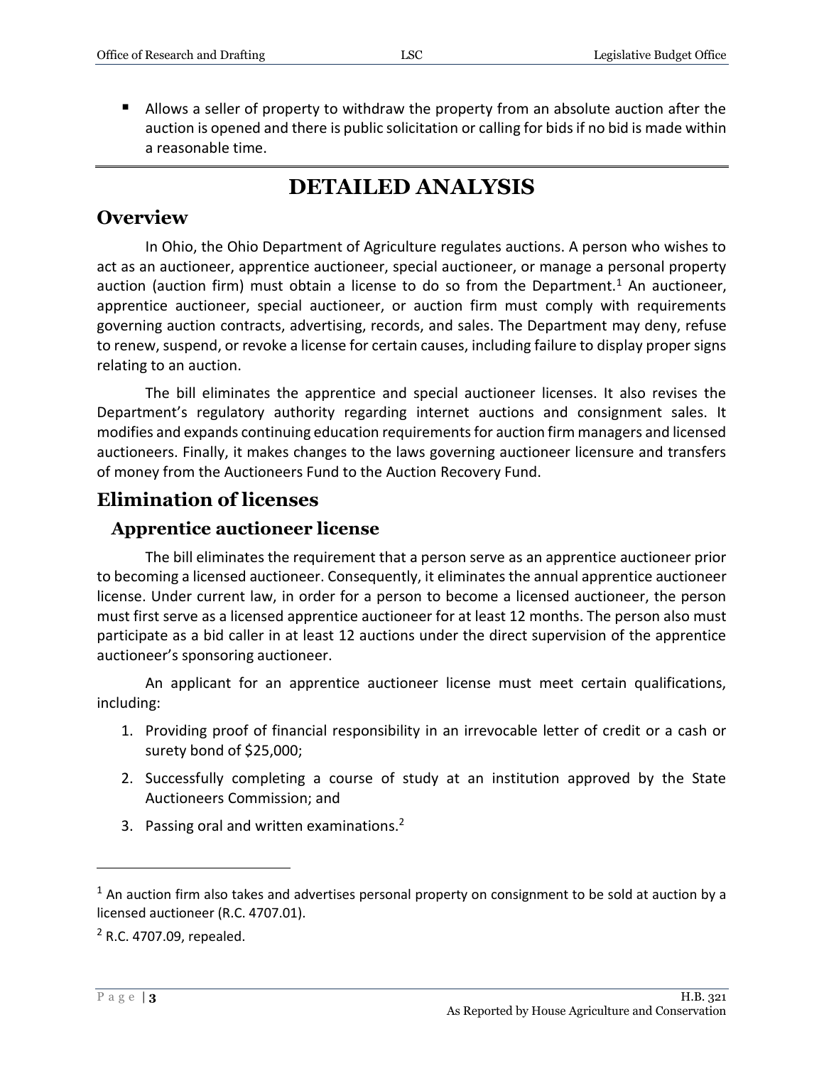- Allows a seller of property to withdraw the property from an absolute auction after the auction is opened and there is public solicitation or calling for bids if no bid is made within a reasonable time.

# DETAILED ANALYSIS

## Overview

In Ohio, the Ohio Department of Agriculture regulates auctions. A person who wishes to act as an auctioneer, apprentice auctioneer, special auctioneer, or manage a personal property auction (auction firm) must obtain a license to do so from the Department.[1] An auctioneer, apprentice auctioneer, special auctioneer, or auction firm must comply with requirements governing auction contracts, advertising, records, and sales. The Department may deny, refuse to renew, suspend, or revoke a license for certain causes, including failure to display proper signs relating to an auction.

The bill eliminates the apprentice and special auctioneer licenses. It also revises the Department's regulatory authority regarding internet auctions and consignment sales. It modifies and expands continuing education requirements for auction firm managers and licensed auctioneers. Finally, it makes changes to the laws governing auctioneer licensure and transfers of money from the Auctioneers Fund to the Auction Recovery Fund.

## Elimination of licenses

### Apprentice auctioneer license

The bill eliminates the requirement that a person serve as an apprentice auctioneer prior to becoming a licensed auctioneer. Consequently, it eliminates the annual apprentice auctioneer license. Under current law, in order for a person to become a licensed auctioneer, the person must first serve as a licensed apprentice auctioneer for at least 12 months. The person also must participate as a bid caller in at least 12 auctions under the direct supervision of the apprentice auctioneer's sponsoring auctioneer.

An applicant for an apprentice auctioneer license must meet certain qualifications, including:

1. Providing proof of financial responsibility in an irrevocable letter of credit or a cash or surety bond of $25,000;
2. Successfully completing a course of study at an institution approved by the State Auctioneers Commission; and
3. Passing oral and written examinations.[2]

---

[1] An auction firm also takes and advertises personal property on consignment to be sold at auction by a licensed auctioneer (R.C. 4707.01).

[2] R.C. 4707.09, repealed.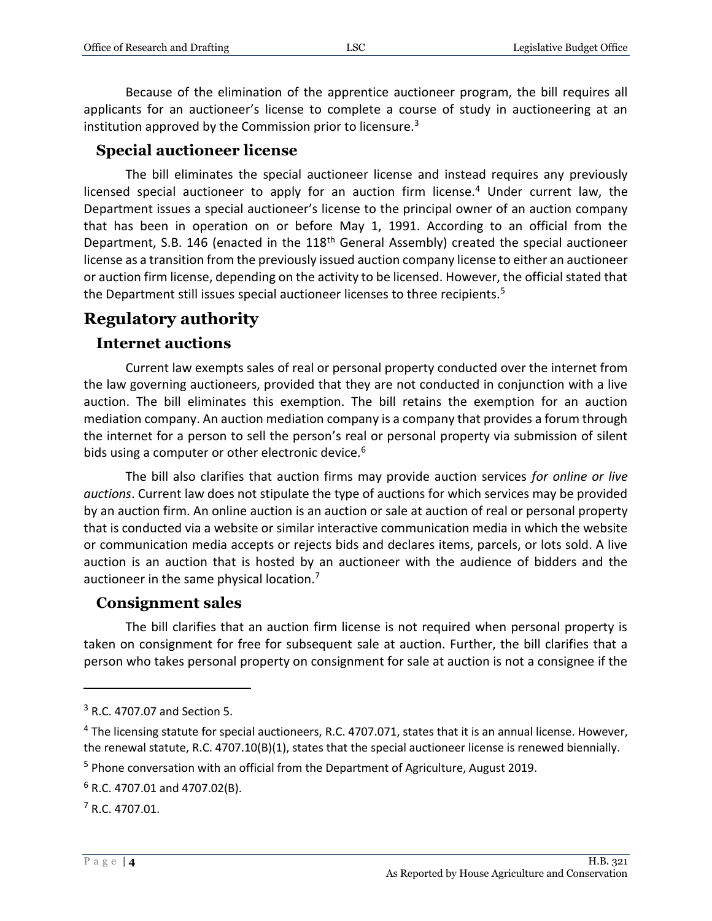Because of the elimination of the apprentice auctioneer program, the bill requires all applicants for an auctioneer's license to complete a course of study in auctioneering at an institution approved by the Commission prior to licensure.[3]

### Special auctioneer license

The bill eliminates the special auctioneer license and instead requires any previously licensed special auctioneer to apply for an auction firm license.[4] Under current law, the Department issues a special auctioneer's license to the principal owner of an auction company that has been in operation on or before May 1, 1991. According to an official from the Department, S.B. 146 (enacted in the 118th General Assembly) created the special auctioneer license as a transition from the previously issued auction company license to either an auctioneer or auction firm license, depending on the activity to be licensed. However, the official stated that the Department still issues special auctioneer licenses to three recipients.[5]

## Regulatory authority

### Internet auctions

Current law exempts sales of real or personal property conducted over the internet from the law governing auctioneers, provided that they are not conducted in conjunction with a live auction. The bill eliminates this exemption. The bill retains the exemption for an auction mediation company. An auction mediation company is a company that provides a forum through the internet for a person to sell the person's real or personal property via submission of silent bids using a computer or other electronic device.[6]

The bill also clarifies that auction firms may provide auction services *for online or live auctions*. Current law does not stipulate the type of auctions for which services may be provided by an auction firm. An online auction is an auction or sale at auction of real or personal property that is conducted via a website or similar interactive communication media in which the website or communication media accepts or rejects bids and declares items, parcels, or lots sold. A live auction is an auction that is hosted by an auctioneer with the audience of bidders and the auctioneer in the same physical location.[7]

### Consignment sales

The bill clarifies that an auction firm license is not required when personal property is taken on consignment for free for subsequent sale at auction. Further, the bill clarifies that a person who takes personal property on consignment for sale at auction is not a consignee if the

---

[3] R.C. 4707.07 and Section 5.

[4] The licensing statute for special auctioneers, R.C. 4707.071, states that it is an annual license. However, the renewal statute, R.C. 4707.10(B)(1), states that the special auctioneer license is renewed biennially.

[5] Phone conversation with an official from the Department of Agriculture, August 2019.

[6] R.C. 4707.01 and 4707.02(B).

[7] R.C. 4707.01.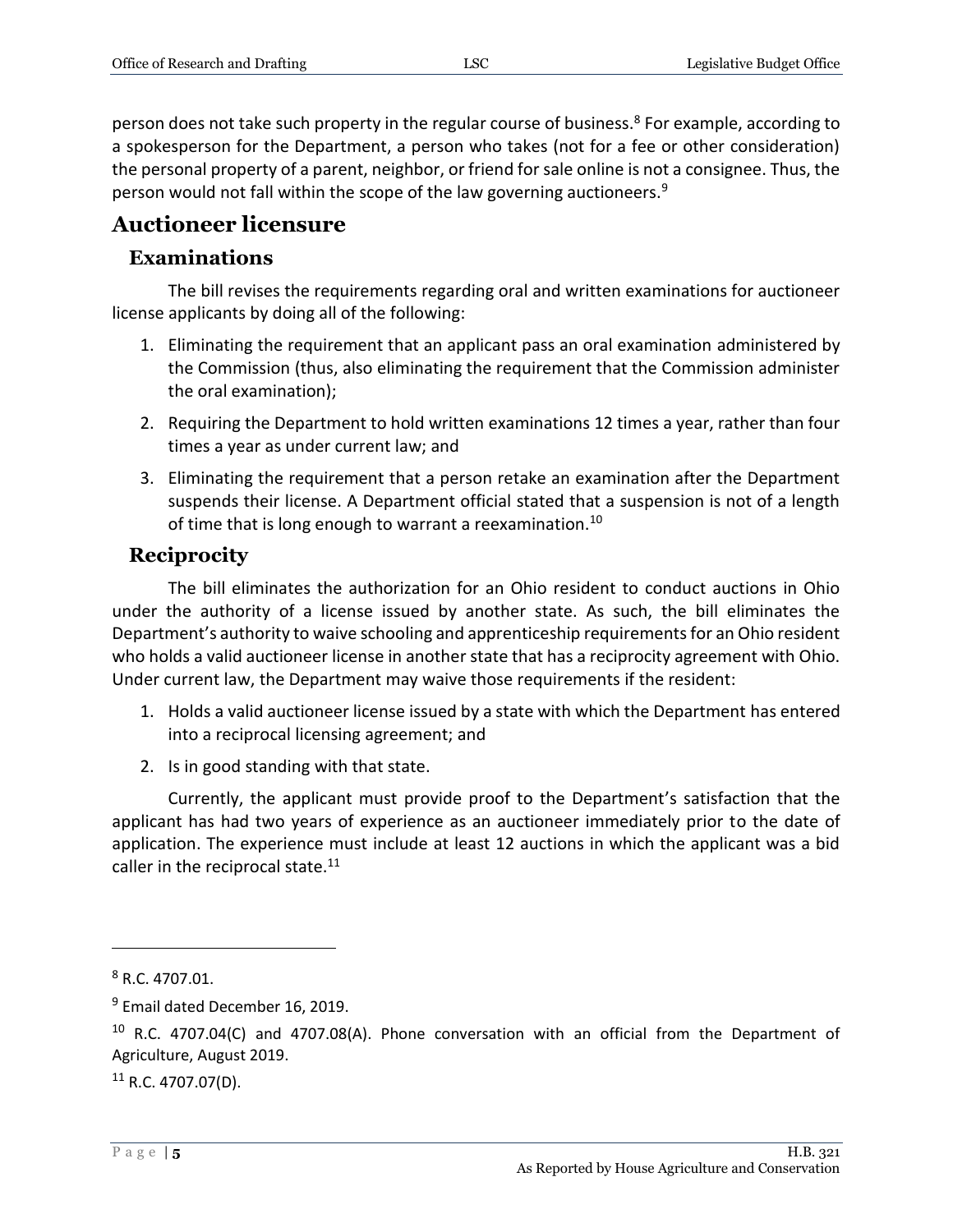person does not take such property in the regular course of business.[8] For example, according to a spokesperson for the Department, a person who takes (not for a fee or other consideration) the personal property of a parent, neighbor, or friend for sale online is not a consignee. Thus, the person would not fall within the scope of the law governing auctioneers.[9]

## Auctioneer licensure

### Examinations

The bill revises the requirements regarding oral and written examinations for auctioneer license applicants by doing all of the following:

1. Eliminating the requirement that an applicant pass an oral examination administered by the Commission (thus, also eliminating the requirement that the Commission administer the oral examination);
2. Requiring the Department to hold written examinations 12 times a year, rather than four times a year as under current law; and
3. Eliminating the requirement that a person retake an examination after the Department suspends their license. A Department official stated that a suspension is not of a length of time that is long enough to warrant a reexamination.[10]

### Reciprocity

The bill eliminates the authorization for an Ohio resident to conduct auctions in Ohio under the authority of a license issued by another state. As such, the bill eliminates the Department's authority to waive schooling and apprenticeship requirements for an Ohio resident who holds a valid auctioneer license in another state that has a reciprocity agreement with Ohio. Under current law, the Department may waive those requirements if the resident:

1. Holds a valid auctioneer license issued by a state with which the Department has entered into a reciprocal licensing agreement; and
2. Is in good standing with that state.

Currently, the applicant must provide proof to the Department's satisfaction that the applicant has had two years of experience as an auctioneer immediately prior to the date of application. The experience must include at least 12 auctions in which the applicant was a bid caller in the reciprocal state.[11]

---

[8] R.C. 4707.01.

[9] Email dated December 16, 2019.

[10] R.C. 4707.04(C) and 4707.08(A). Phone conversation with an official from the Department of Agriculture, August 2019.

[11] R.C. 4707.07(D).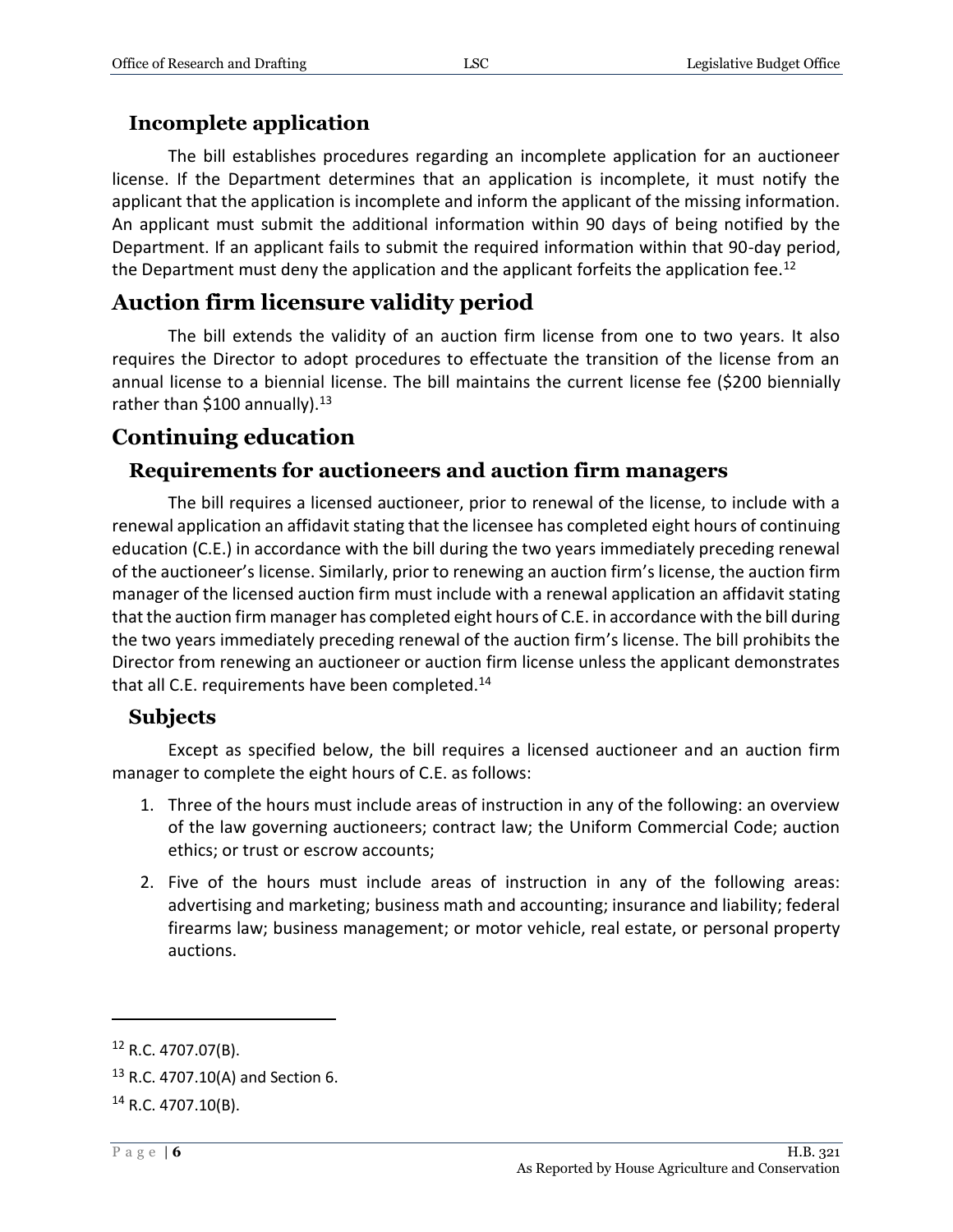### Incomplete application

The bill establishes procedures regarding an incomplete application for an auctioneer license. If the Department determines that an application is incomplete, it must notify the applicant that the application is incomplete and inform the applicant of the missing information. An applicant must submit the additional information within 90 days of being notified by the Department. If an applicant fails to submit the required information within that 90-day period, the Department must deny the application and the applicant forfeits the application fee.[12]

## Auction firm licensure validity period

The bill extends the validity of an auction firm license from one to two years. It also requires the Director to adopt procedures to effectuate the transition of the license from an annual license to a biennial license. The bill maintains the current license fee ($200 biennially rather than $100 annually).[13]

## Continuing education

### Requirements for auctioneers and auction firm managers

The bill requires a licensed auctioneer, prior to renewal of the license, to include with a renewal application an affidavit stating that the licensee has completed eight hours of continuing education (C.E.) in accordance with the bill during the two years immediately preceding renewal of the auctioneer's license. Similarly, prior to renewing an auction firm's license, the auction firm manager of the licensed auction firm must include with a renewal application an affidavit stating that the auction firm manager has completed eight hours of C.E. in accordance with the bill during the two years immediately preceding renewal of the auction firm's license. The bill prohibits the Director from renewing an auctioneer or auction firm license unless the applicant demonstrates that all C.E. requirements have been completed.[14]

### Subjects

Except as specified below, the bill requires a licensed auctioneer and an auction firm manager to complete the eight hours of C.E. as follows:

1. Three of the hours must include areas of instruction in any of the following: an overview of the law governing auctioneers; contract law; the Uniform Commercial Code; auction ethics; or trust or escrow accounts;
2. Five of the hours must include areas of instruction in any of the following areas: advertising and marketing; business math and accounting; insurance and liability; federal firearms law; business management; or motor vehicle, real estate, or personal property auctions.

---

[12] R.C. 4707.07(B).

[13] R.C. 4707.10(A) and Section 6.

[14] R.C. 4707.10(B).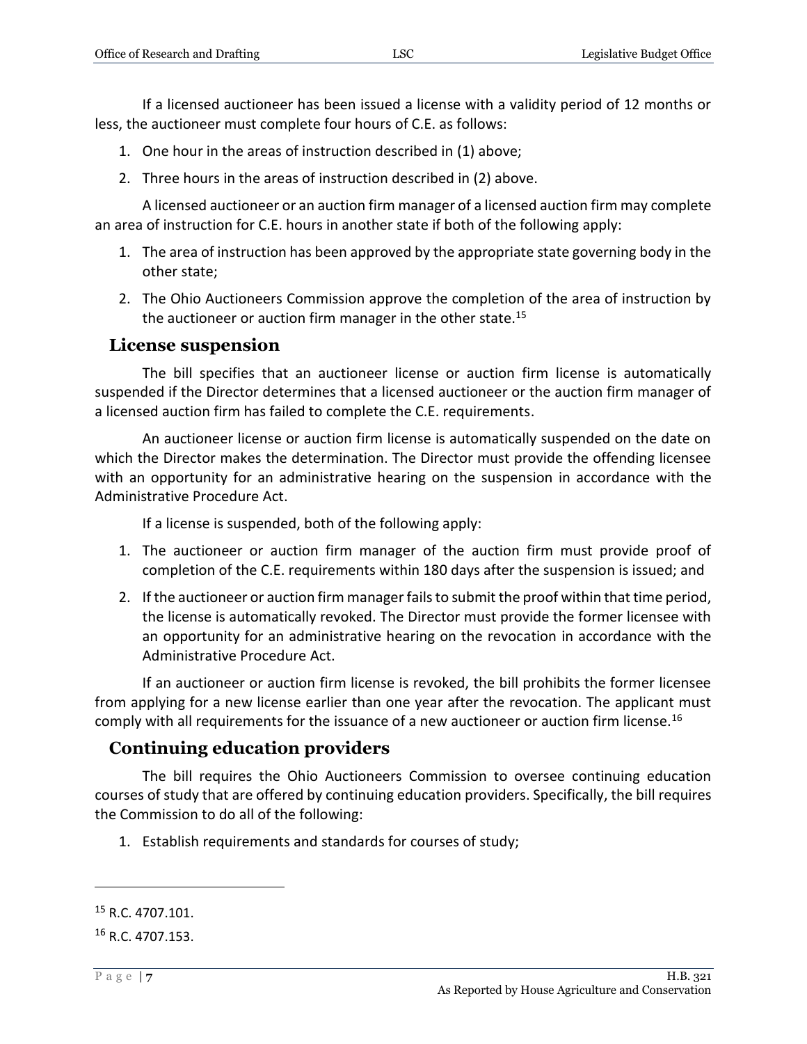If a licensed auctioneer has been issued a license with a validity period of 12 months or less, the auctioneer must complete four hours of C.E. as follows:

1. One hour in the areas of instruction described in (1) above;
2. Three hours in the areas of instruction described in (2) above.

A licensed auctioneer or an auction firm manager of a licensed auction firm may complete an area of instruction for C.E. hours in another state if both of the following apply:

1. The area of instruction has been approved by the appropriate state governing body in the other state;
2. The Ohio Auctioneers Commission approve the completion of the area of instruction by the auctioneer or auction firm manager in the other state.[15]

## License suspension

The bill specifies that an auctioneer license or auction firm license is automatically suspended if the Director determines that a licensed auctioneer or the auction firm manager of a licensed auction firm has failed to complete the C.E. requirements.

An auctioneer license or auction firm license is automatically suspended on the date on which the Director makes the determination. The Director must provide the offending licensee with an opportunity for an administrative hearing on the suspension in accordance with the Administrative Procedure Act.

If a license is suspended, both of the following apply:

1. The auctioneer or auction firm manager of the auction firm must provide proof of completion of the C.E. requirements within 180 days after the suspension is issued; and
2. If the auctioneer or auction firm manager fails to submit the proof within that time period, the license is automatically revoked. The Director must provide the former licensee with an opportunity for an administrative hearing on the revocation in accordance with the Administrative Procedure Act.

If an auctioneer or auction firm license is revoked, the bill prohibits the former licensee from applying for a new license earlier than one year after the revocation. The applicant must comply with all requirements for the issuance of a new auctioneer or auction firm license.[16]

## Continuing education providers

The bill requires the Ohio Auctioneers Commission to oversee continuing education courses of study that are offered by continuing education providers. Specifically, the bill requires the Commission to do all of the following:

1. Establish requirements and standards for courses of study;

---

[15] R.C. 4707.101.

[16] R.C. 4707.153.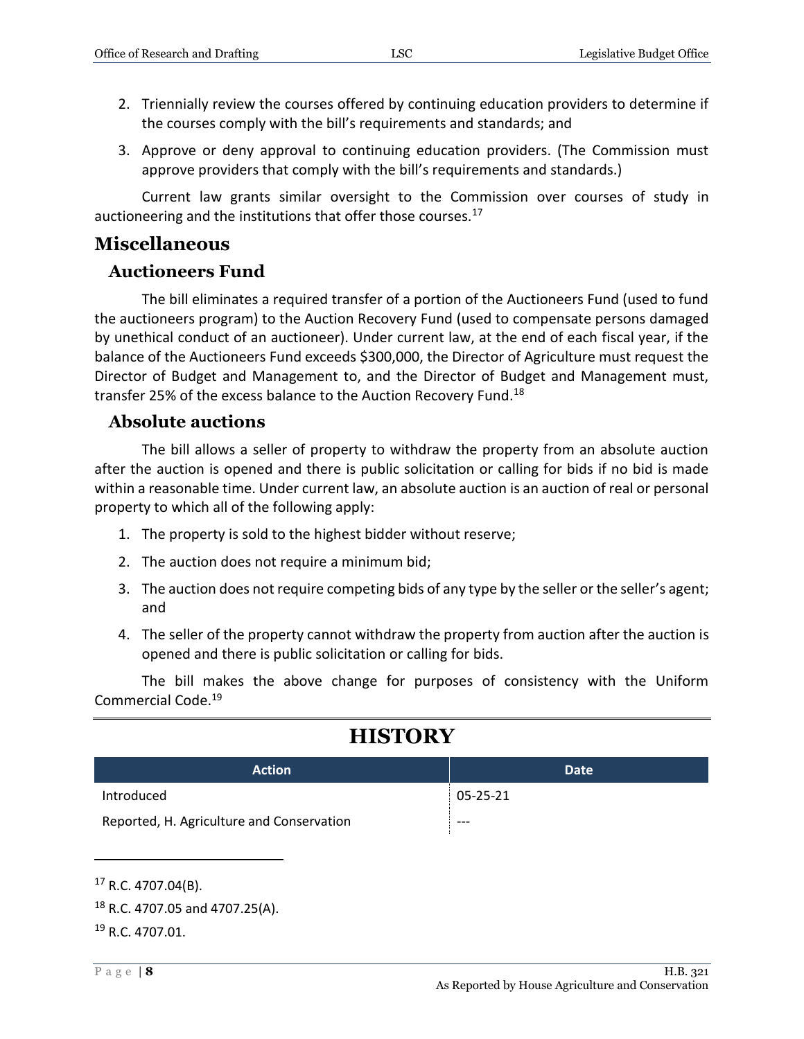2. Triennially review the courses offered by continuing education providers to determine if the courses comply with the bill's requirements and standards; and
3. Approve or deny approval to continuing education providers. (The Commission must approve providers that comply with the bill's requirements and standards.)

Current law grants similar oversight to the Commission over courses of study in auctioneering and the institutions that offer those courses.[17]

## Miscellaneous

### Auctioneers Fund

The bill eliminates a required transfer of a portion of the Auctioneers Fund (used to fund the auctioneers program) to the Auction Recovery Fund (used to compensate persons damaged by unethical conduct of an auctioneer). Under current law, at the end of each fiscal year, if the balance of the Auctioneers Fund exceeds $300,000, the Director of Agriculture must request the Director of Budget and Management to, and the Director of Budget and Management must, transfer 25% of the excess balance to the Auction Recovery Fund.[18]

### Absolute auctions

The bill allows a seller of property to withdraw the property from an absolute auction after the auction is opened and there is public solicitation or calling for bids if no bid is made within a reasonable time. Under current law, an absolute auction is an auction of real or personal property to which all of the following apply:

1. The property is sold to the highest bidder without reserve;
2. The auction does not require a minimum bid;
3. The auction does not require competing bids of any type by the seller or the seller's agent; and
4. The seller of the property cannot withdraw the property from auction after the auction is opened and there is public solicitation or calling for bids.

The bill makes the above change for purposes of consistency with the Uniform Commercial Code.[19]

# HISTORY

| Action | Date |
|---|---|
| Introduced | 05-25-21 |
| Reported, H. Agriculture and Conservation | --- |

[17] R.C. 4707.04(B).

[18] R.C. 4707.05 and 4707.25(A).

[19] R.C. 4707.01.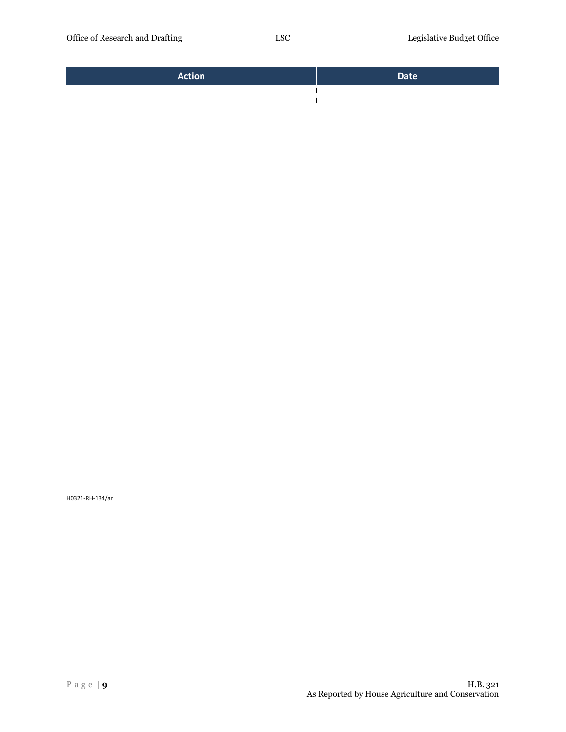| Action | Date |
| --- | --- |
| | |

H0321-RH-134/ar